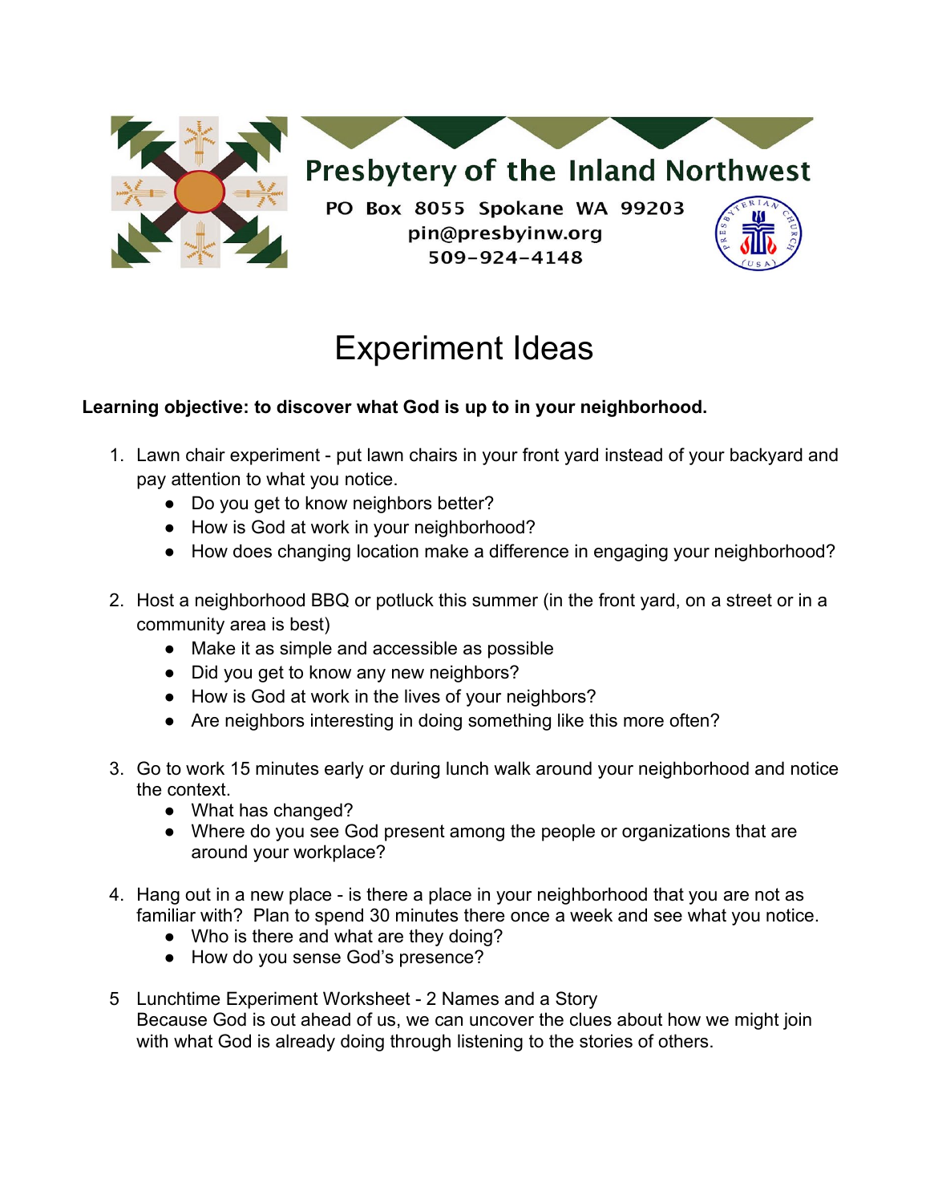Presbytery of the Inland Northwest

PO Box 8055 Spokane WA 99203
pin@presbyinw.org
509-924-4148

# Experiment Ideas

**Learning objective: to discover what God is up to in your neighborhood.**

1. Lawn chair experiment - put lawn chairs in your front yard instead of your backyard and pay attention to what you notice.
   - Do you get to know neighbors better?
   - How is God at work in your neighborhood?
   - How does changing location make a difference in engaging your neighborhood?

2. Host a neighborhood BBQ or potluck this summer (in the front yard, on a street or in a community area is best)
   - Make it as simple and accessible as possible
   - Did you get to know any new neighbors?
   - How is God at work in the lives of your neighbors?
   - Are neighbors interesting in doing something like this more often?

3. Go to work 15 minutes early or during lunch walk around your neighborhood and notice the context.
   - What has changed?
   - Where do you see God present among the people or organizations that are around your workplace?

4. Hang out in a new place - is there a place in your neighborhood that you are not as familiar with? Plan to spend 30 minutes there once a week and see what you notice.
   - Who is there and what are they doing?
   - How do you sense God's presence?

5 Lunchtime Experiment Worksheet - 2 Names and a Story
Because God is out ahead of us, we can uncover the clues about how we might join with what God is already doing through listening to the stories of others.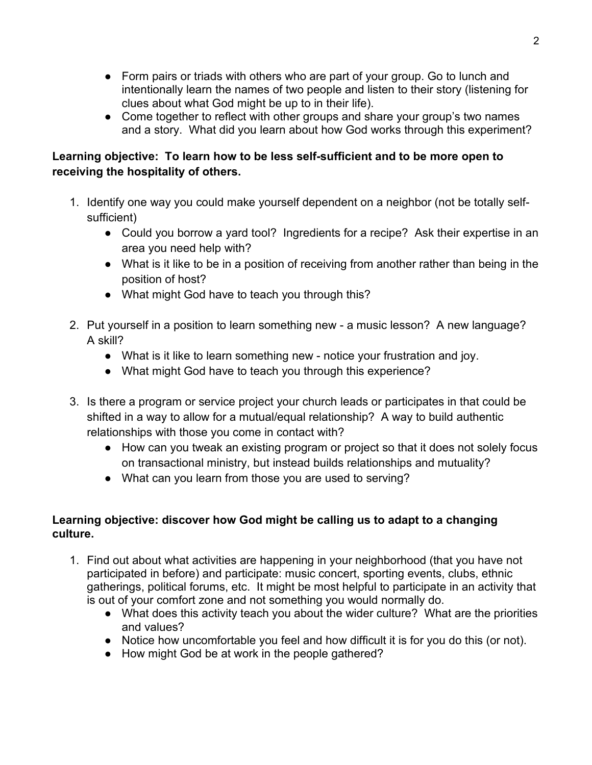- Form pairs or triads with others who are part of your group. Go to lunch and intentionally learn the names of two people and listen to their story (listening for clues about what God might be up to in their life).
- Come together to reflect with other groups and share your group's two names and a story. What did you learn about how God works through this experiment?

**Learning objective: To learn how to be less self-sufficient and to be more open to receiving the hospitality of others.**

1. Identify one way you could make yourself dependent on a neighbor (not be totally self-sufficient)
    - Could you borrow a yard tool? Ingredients for a recipe? Ask their expertise in an area you need help with?
    - What is it like to be in a position of receiving from another rather than being in the position of host?
    - What might God have to teach you through this?

2. Put yourself in a position to learn something new - a music lesson? A new language? A skill?
    - What is it like to learn something new - notice your frustration and joy.
    - What might God have to teach you through this experience?

3. Is there a program or service project your church leads or participates in that could be shifted in a way to allow for a mutual/equal relationship? A way to build authentic relationships with those you come in contact with?
    - How can you tweak an existing program or project so that it does not solely focus on transactional ministry, but instead builds relationships and mutuality?
    - What can you learn from those you are used to serving?

**Learning objective: discover how God might be calling us to adapt to a changing culture.**

1. Find out about what activities are happening in your neighborhood (that you have not participated in before) and participate: music concert, sporting events, clubs, ethnic gatherings, political forums, etc. It might be most helpful to participate in an activity that is out of your comfort zone and not something you would normally do.
    - What does this activity teach you about the wider culture? What are the priorities and values?
    - Notice how uncomfortable you feel and how difficult it is for you do this (or not).
    - How might God be at work in the people gathered?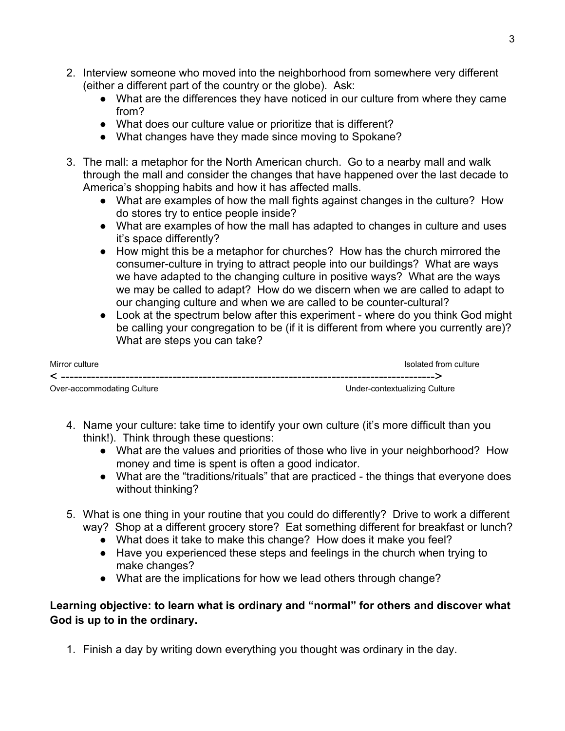2. Interview someone who moved into the neighborhood from somewhere very different (either a different part of the country or the globe). Ask:
    - What are the differences they have noticed in our culture from where they came from?
    - What does our culture value or prioritize that is different?
    - What changes have they made since moving to Spokane?

3. The mall: a metaphor for the North American church. Go to a nearby mall and walk through the mall and consider the changes that have happened over the last decade to America's shopping habits and how it has affected malls.
    - What are examples of how the mall fights against changes in the culture? How do stores try to entice people inside?
    - What are examples of how the mall has adapted to changes in culture and uses it's space differently?
    - How might this be a metaphor for churches? How has the church mirrored the consumer-culture in trying to attract people into our buildings? What are ways we have adapted to the changing culture in positive ways? What are the ways we may be called to adapt? How do we discern when we are called to adapt to our changing culture and when we are called to be counter-cultural?
    - Look at the spectrum below after this experiment - where do you think God might be calling your congregation to be (if it is different from where you currently are)? What are steps you can take?

| Mirror culture | Isolated from culture |
|---|---|
| < ------------------------------------------------------------------------------------------ | > |
| Over-accommodating Culture | Under-contextualizing Culture |

4. Name your culture: take time to identify your own culture (it's more difficult than you think!). Think through these questions:
    - What are the values and priorities of those who live in your neighborhood? How money and time is spent is often a good indicator.
    - What are the "traditions/rituals" that are practiced - the things that everyone does without thinking?

5. What is one thing in your routine that you could do differently? Drive to work a different way? Shop at a different grocery store? Eat something different for breakfast or lunch?
    - What does it take to make this change? How does it make you feel?
    - Have you experienced these steps and feelings in the church when trying to make changes?
    - What are the implications for how we lead others through change?

**Learning objective: to learn what is ordinary and "normal" for others and discover what God is up to in the ordinary.**

1. Finish a day by writing down everything you thought was ordinary in the day.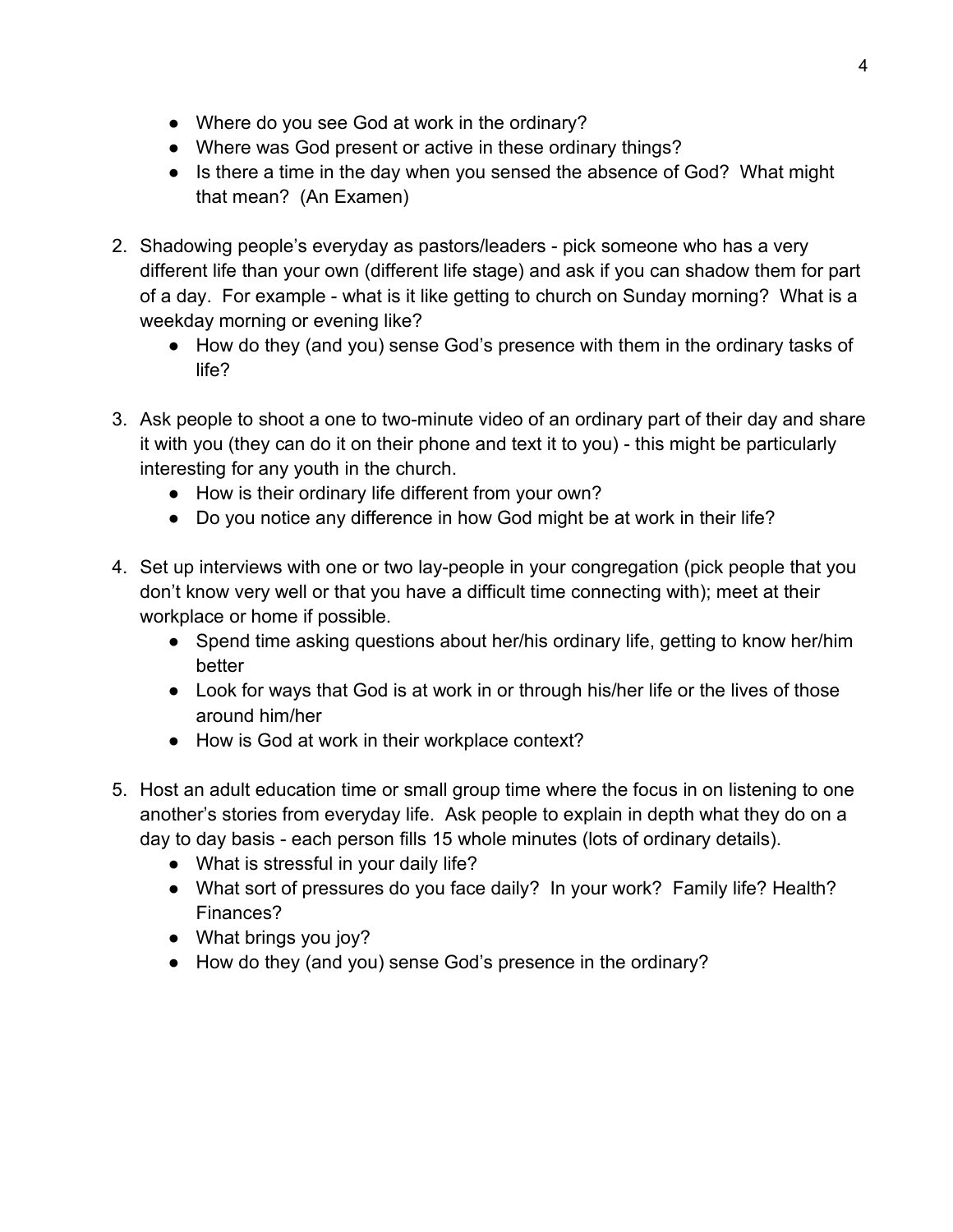- Where do you see God at work in the ordinary?
- Where was God present or active in these ordinary things?
- Is there a time in the day when you sensed the absence of God? What might that mean? (An Examen)

2. Shadowing people's everyday as pastors/leaders - pick someone who has a very different life than your own (different life stage) and ask if you can shadow them for part of a day. For example - what is it like getting to church on Sunday morning? What is a weekday morning or evening like?
   - How do they (and you) sense God's presence with them in the ordinary tasks of life?

3. Ask people to shoot a one to two-minute video of an ordinary part of their day and share it with you (they can do it on their phone and text it to you) - this might be particularly interesting for any youth in the church.
   - How is their ordinary life different from your own?
   - Do you notice any difference in how God might be at work in their life?

4. Set up interviews with one or two lay-people in your congregation (pick people that you don't know very well or that you have a difficult time connecting with); meet at their workplace or home if possible.
   - Spend time asking questions about her/his ordinary life, getting to know her/him better
   - Look for ways that God is at work in or through his/her life or the lives of those around him/her
   - How is God at work in their workplace context?

5. Host an adult education time or small group time where the focus in on listening to one another's stories from everyday life. Ask people to explain in depth what they do on a day to day basis - each person fills 15 whole minutes (lots of ordinary details).
   - What is stressful in your daily life?
   - What sort of pressures do you face daily? In your work? Family life? Health? Finances?
   - What brings you joy?
   - How do they (and you) sense God's presence in the ordinary?